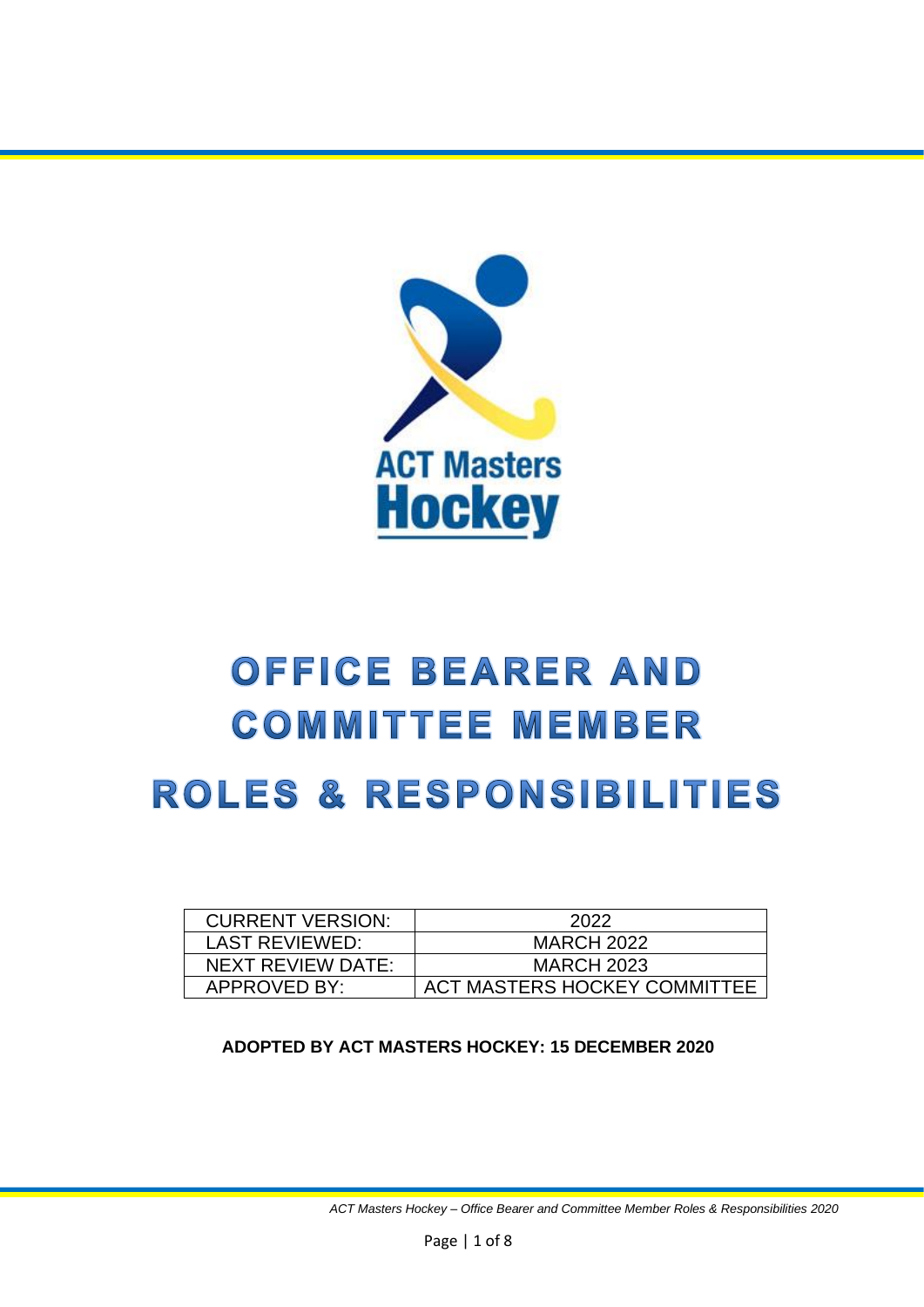ACT Masters Hockey

# OFFICE BEARER AND COMMITTEE MEMBER ROLES & RESPONSIBILITIES

| | |
|---|---|
| CURRENT VERSION: | 2022 |
| LAST REVIEWED: | MARCH 2022 |
| NEXT REVIEW DATE: | MARCH 2023 |
| APPROVED BY: | ACT MASTERS HOCKEY COMMITTEE |

**ADOPTED BY ACT MASTERS HOCKEY: 15 DECEMBER 2020**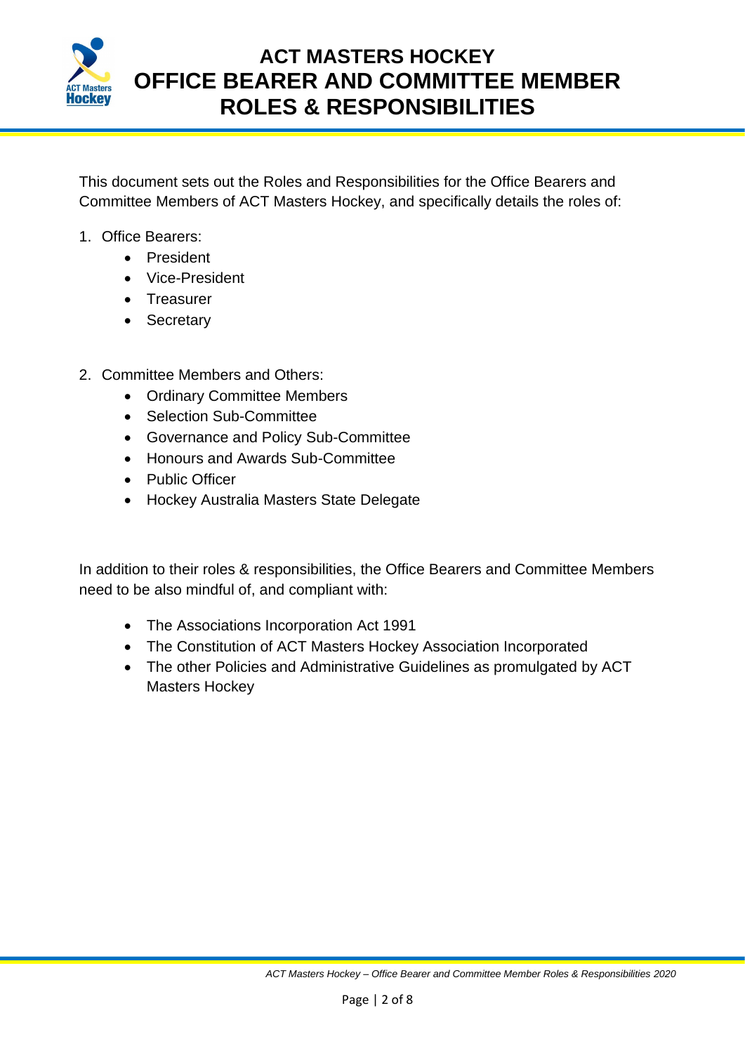# ACT MASTERS HOCKEY OFFICE BEARER AND COMMITTEE MEMBER ROLES & RESPONSIBILITIES

This document sets out the Roles and Responsibilities for the Office Bearers and Committee Members of ACT Masters Hockey, and specifically details the roles of:

1. Office Bearers:
   - President
   - Vice-President
   - Treasurer
   - Secretary

2. Committee Members and Others:
   - Ordinary Committee Members
   - Selection Sub-Committee
   - Governance and Policy Sub-Committee
   - Honours and Awards Sub-Committee
   - Public Officer
   - Hockey Australia Masters State Delegate

In addition to their roles & responsibilities, the Office Bearers and Committee Members need to be also mindful of, and compliant with:

- The Associations Incorporation Act 1991
- The Constitution of ACT Masters Hockey Association Incorporated
- The other Policies and Administrative Guidelines as promulgated by ACT Masters Hockey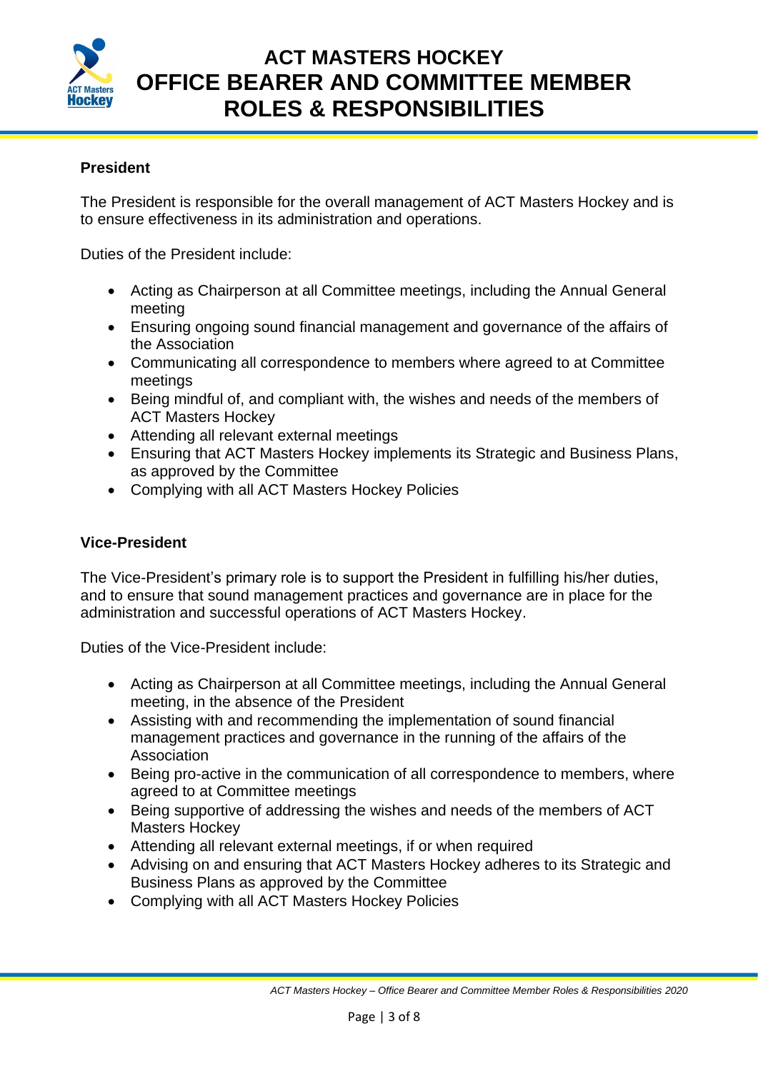# ACT MASTERS HOCKEY OFFICE BEARER AND COMMITTEE MEMBER ROLES & RESPONSIBILITIES

### President

The President is responsible for the overall management of ACT Masters Hockey and is to ensure effectiveness in its administration and operations.

Duties of the President include:

- Acting as Chairperson at all Committee meetings, including the Annual General meeting
- Ensuring ongoing sound financial management and governance of the affairs of the Association
- Communicating all correspondence to members where agreed to at Committee meetings
- Being mindful of, and compliant with, the wishes and needs of the members of ACT Masters Hockey
- Attending all relevant external meetings
- Ensuring that ACT Masters Hockey implements its Strategic and Business Plans, as approved by the Committee
- Complying with all ACT Masters Hockey Policies

### Vice-President

The Vice-President's primary role is to support the President in fulfilling his/her duties, and to ensure that sound management practices and governance are in place for the administration and successful operations of ACT Masters Hockey.

Duties of the Vice-President include:

- Acting as Chairperson at all Committee meetings, including the Annual General meeting, in the absence of the President
- Assisting with and recommending the implementation of sound financial management practices and governance in the running of the affairs of the Association
- Being pro-active in the communication of all correspondence to members, where agreed to at Committee meetings
- Being supportive of addressing the wishes and needs of the members of ACT Masters Hockey
- Attending all relevant external meetings, if or when required
- Advising on and ensuring that ACT Masters Hockey adheres to its Strategic and Business Plans as approved by the Committee
- Complying with all ACT Masters Hockey Policies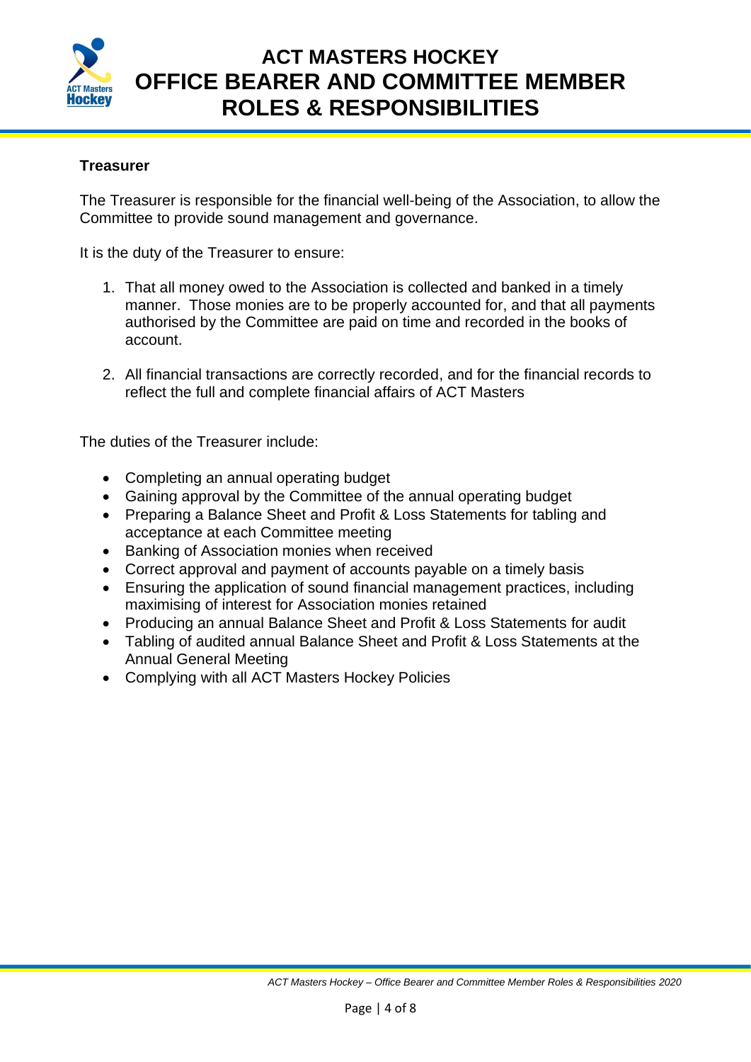### Treasurer

The Treasurer is responsible for the financial well-being of the Association, to allow the Committee to provide sound management and governance.

It is the duty of the Treasurer to ensure:

1. That all money owed to the Association is collected and banked in a timely manner. Those monies are to be properly accounted for, and that all payments authorised by the Committee are paid on time and recorded in the books of account.

2. All financial transactions are correctly recorded, and for the financial records to reflect the full and complete financial affairs of ACT Masters

The duties of the Treasurer include:

- Completing an annual operating budget
- Gaining approval by the Committee of the annual operating budget
- Preparing a Balance Sheet and Profit & Loss Statements for tabling and acceptance at each Committee meeting
- Banking of Association monies when received
- Correct approval and payment of accounts payable on a timely basis
- Ensuring the application of sound financial management practices, including maximising of interest for Association monies retained
- Producing an annual Balance Sheet and Profit & Loss Statements for audit
- Tabling of audited annual Balance Sheet and Profit & Loss Statements at the Annual General Meeting
- Complying with all ACT Masters Hockey Policies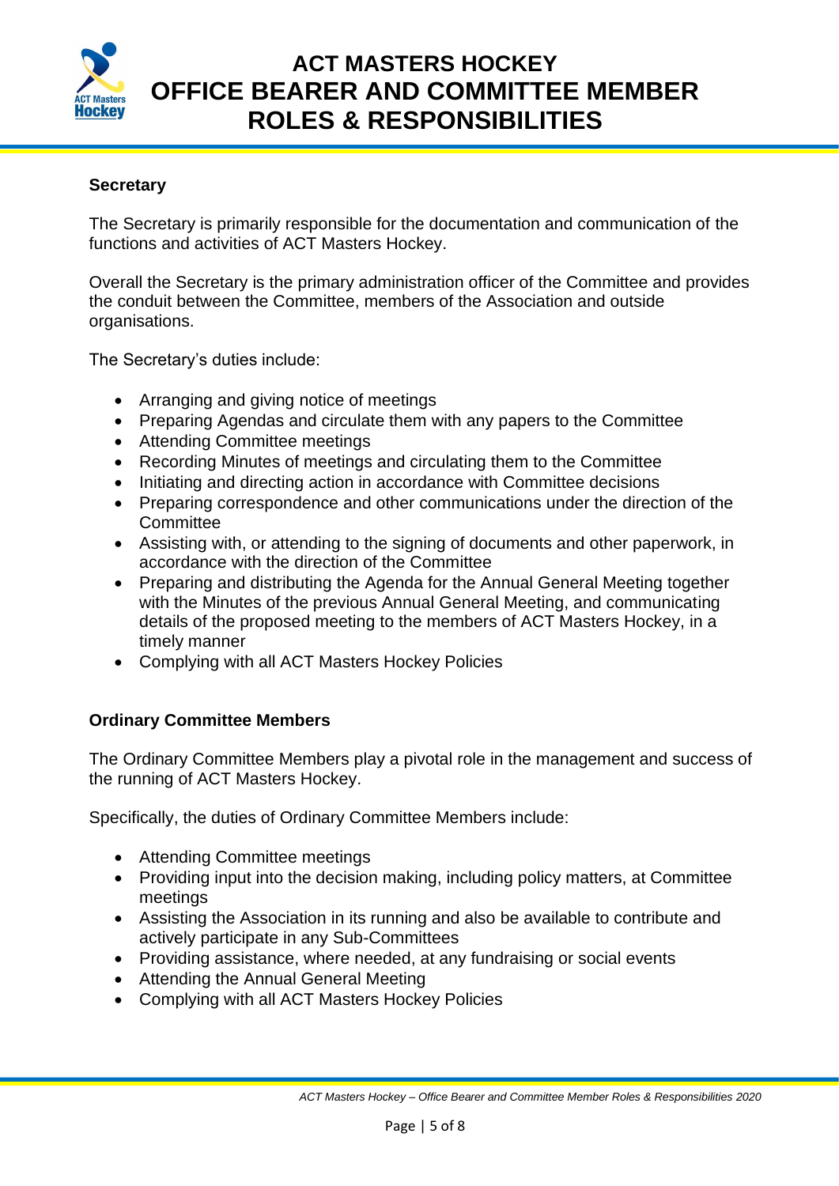## Secretary

The Secretary is primarily responsible for the documentation and communication of the functions and activities of ACT Masters Hockey.

Overall the Secretary is the primary administration officer of the Committee and provides the conduit between the Committee, members of the Association and outside organisations.

The Secretary's duties include:

- Arranging and giving notice of meetings
- Preparing Agendas and circulate them with any papers to the Committee
- Attending Committee meetings
- Recording Minutes of meetings and circulating them to the Committee
- Initiating and directing action in accordance with Committee decisions
- Preparing correspondence and other communications under the direction of the Committee
- Assisting with, or attending to the signing of documents and other paperwork, in accordance with the direction of the Committee
- Preparing and distributing the Agenda for the Annual General Meeting together with the Minutes of the previous Annual General Meeting, and communicating details of the proposed meeting to the members of ACT Masters Hockey, in a timely manner
- Complying with all ACT Masters Hockey Policies

## Ordinary Committee Members

The Ordinary Committee Members play a pivotal role in the management and success of the running of ACT Masters Hockey.

Specifically, the duties of Ordinary Committee Members include:

- Attending Committee meetings
- Providing input into the decision making, including policy matters, at Committee meetings
- Assisting the Association in its running and also be available to contribute and actively participate in any Sub-Committees
- Providing assistance, where needed, at any fundraising or social events
- Attending the Annual General Meeting
- Complying with all ACT Masters Hockey Policies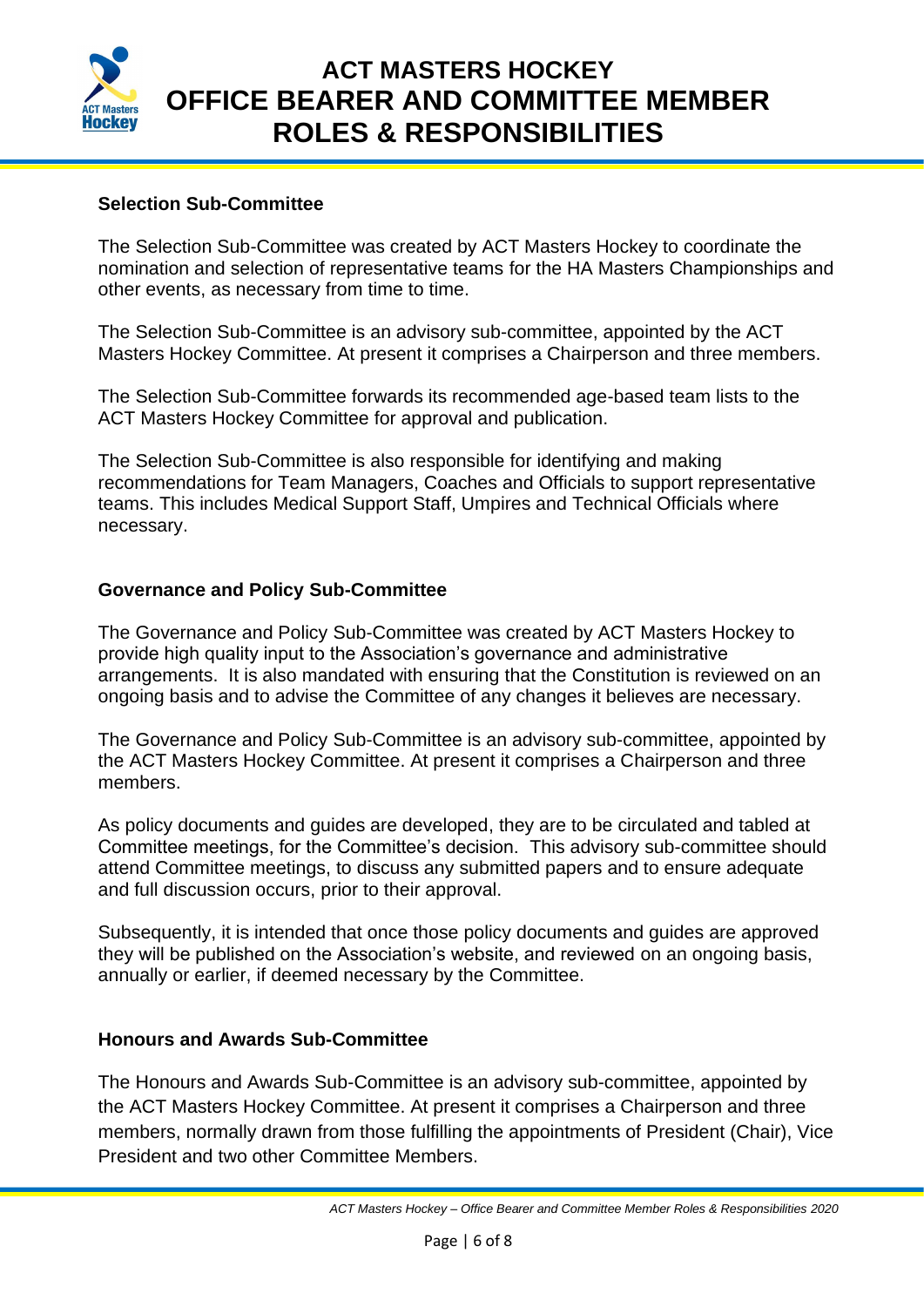### Selection Sub-Committee

The Selection Sub-Committee was created by ACT Masters Hockey to coordinate the nomination and selection of representative teams for the HA Masters Championships and other events, as necessary from time to time.

The Selection Sub-Committee is an advisory sub-committee, appointed by the ACT Masters Hockey Committee. At present it comprises a Chairperson and three members.

The Selection Sub-Committee forwards its recommended age-based team lists to the ACT Masters Hockey Committee for approval and publication.

The Selection Sub-Committee is also responsible for identifying and making recommendations for Team Managers, Coaches and Officials to support representative teams. This includes Medical Support Staff, Umpires and Technical Officials where necessary.

### Governance and Policy Sub-Committee

The Governance and Policy Sub-Committee was created by ACT Masters Hockey to provide high quality input to the Association's governance and administrative arrangements. It is also mandated with ensuring that the Constitution is reviewed on an ongoing basis and to advise the Committee of any changes it believes are necessary.

The Governance and Policy Sub-Committee is an advisory sub-committee, appointed by the ACT Masters Hockey Committee. At present it comprises a Chairperson and three members.

As policy documents and guides are developed, they are to be circulated and tabled at Committee meetings, for the Committee's decision. This advisory sub-committee should attend Committee meetings, to discuss any submitted papers and to ensure adequate and full discussion occurs, prior to their approval.

Subsequently, it is intended that once those policy documents and guides are approved they will be published on the Association's website, and reviewed on an ongoing basis, annually or earlier, if deemed necessary by the Committee.

### Honours and Awards Sub-Committee

The Honours and Awards Sub-Committee is an advisory sub-committee, appointed by the ACT Masters Hockey Committee. At present it comprises a Chairperson and three members, normally drawn from those fulfilling the appointments of President (Chair), Vice President and two other Committee Members.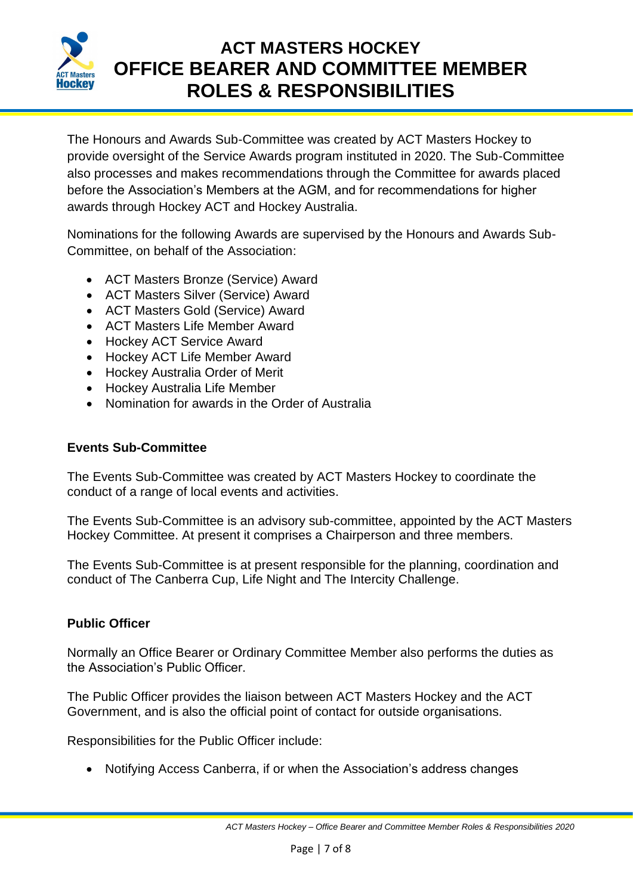The Honours and Awards Sub-Committee was created by ACT Masters Hockey to provide oversight of the Service Awards program instituted in 2020. The Sub-Committee also processes and makes recommendations through the Committee for awards placed before the Association's Members at the AGM, and for recommendations for higher awards through Hockey ACT and Hockey Australia.

Nominations for the following Awards are supervised by the Honours and Awards Sub-Committee, on behalf of the Association:

- ACT Masters Bronze (Service) Award
- ACT Masters Silver (Service) Award
- ACT Masters Gold (Service) Award
- ACT Masters Life Member Award
- Hockey ACT Service Award
- Hockey ACT Life Member Award
- Hockey Australia Order of Merit
- Hockey Australia Life Member
- Nomination for awards in the Order of Australia

**Events Sub-Committee**

The Events Sub-Committee was created by ACT Masters Hockey to coordinate the conduct of a range of local events and activities.

The Events Sub-Committee is an advisory sub-committee, appointed by the ACT Masters Hockey Committee. At present it comprises a Chairperson and three members.

The Events Sub-Committee is at present responsible for the planning, coordination and conduct of The Canberra Cup, Life Night and The Intercity Challenge.

**Public Officer**

Normally an Office Bearer or Ordinary Committee Member also performs the duties as the Association's Public Officer.

The Public Officer provides the liaison between ACT Masters Hockey and the ACT Government, and is also the official point of contact for outside organisations.

Responsibilities for the Public Officer include:

- Notifying Access Canberra, if or when the Association's address changes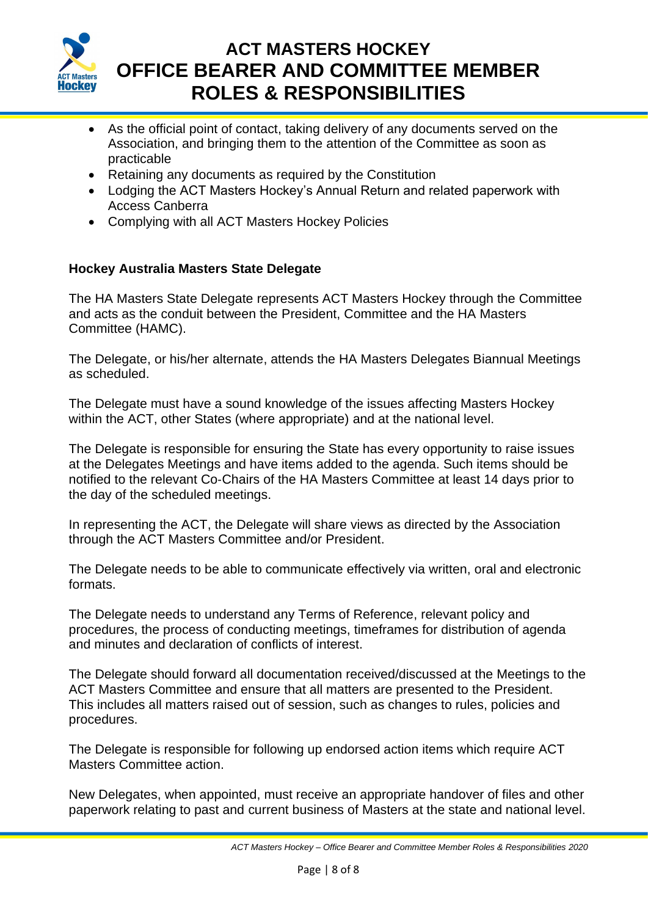- As the official point of contact, taking delivery of any documents served on the Association, and bringing them to the attention of the Committee as soon as practicable
- Retaining any documents as required by the Constitution
- Lodging the ACT Masters Hockey's Annual Return and related paperwork with Access Canberra
- Complying with all ACT Masters Hockey Policies

**Hockey Australia Masters State Delegate**

The HA Masters State Delegate represents ACT Masters Hockey through the Committee and acts as the conduit between the President, Committee and the HA Masters Committee (HAMC).

The Delegate, or his/her alternate, attends the HA Masters Delegates Biannual Meetings as scheduled.

The Delegate must have a sound knowledge of the issues affecting Masters Hockey within the ACT, other States (where appropriate) and at the national level.

The Delegate is responsible for ensuring the State has every opportunity to raise issues at the Delegates Meetings and have items added to the agenda. Such items should be notified to the relevant Co-Chairs of the HA Masters Committee at least 14 days prior to the day of the scheduled meetings.

In representing the ACT, the Delegate will share views as directed by the Association through the ACT Masters Committee and/or President.

The Delegate needs to be able to communicate effectively via written, oral and electronic formats.

The Delegate needs to understand any Terms of Reference, relevant policy and procedures, the process of conducting meetings, timeframes for distribution of agenda and minutes and declaration of conflicts of interest.

The Delegate should forward all documentation received/discussed at the Meetings to the ACT Masters Committee and ensure that all matters are presented to the President. This includes all matters raised out of session, such as changes to rules, policies and procedures.

The Delegate is responsible for following up endorsed action items which require ACT Masters Committee action.

New Delegates, when appointed, must receive an appropriate handover of files and other paperwork relating to past and current business of Masters at the state and national level.